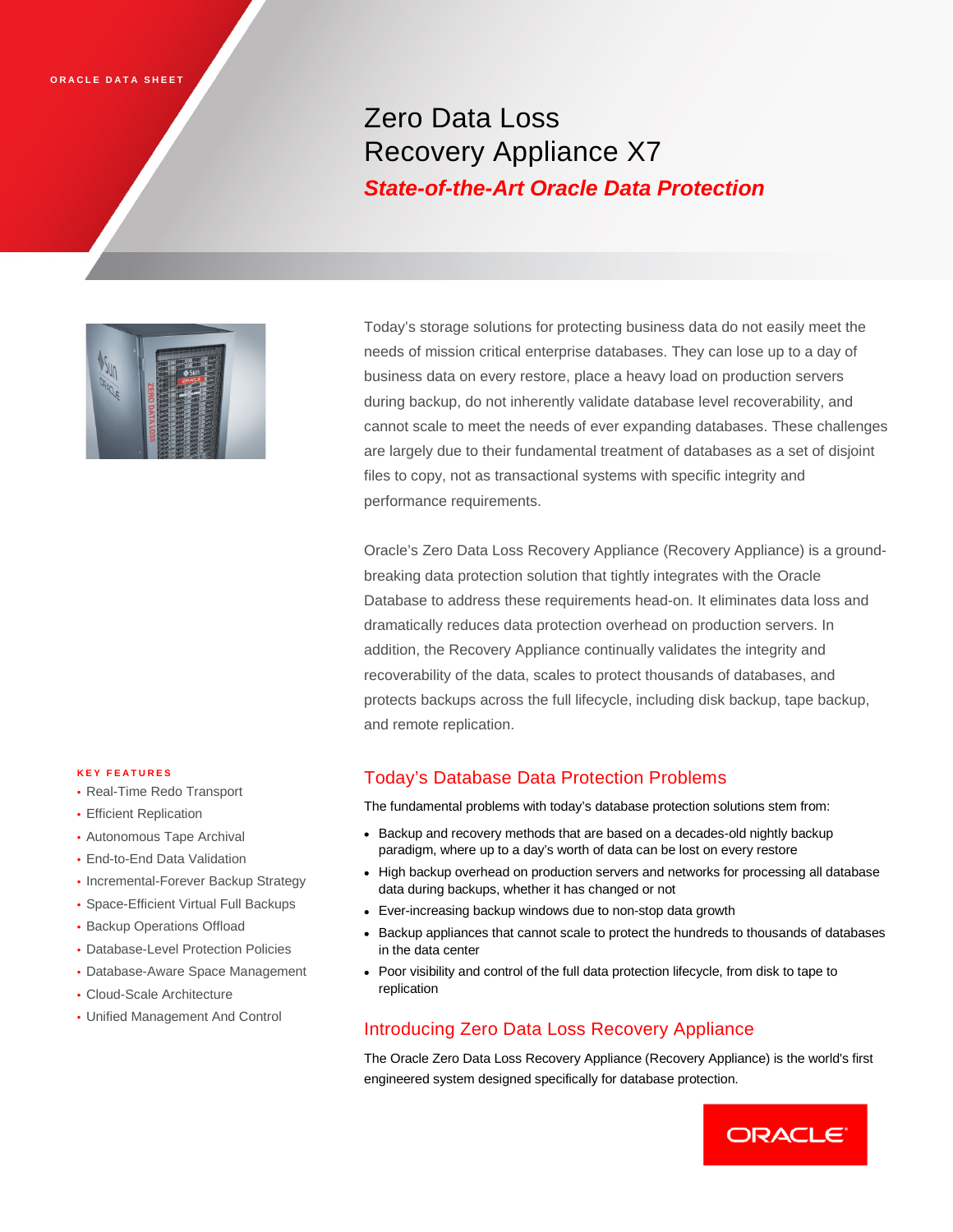ORACLE DATA SHEET

# Zero Data Loss Recovery Appliance X7

## *State-of-the-Art Oracle Data Protection*

Today's storage solutions for protecting business data do not easily meet the needs of mission critical enterprise databases. They can lose up to a day of business data on every restore, place a heavy load on production servers during backup, do not inherently validate database level recoverability, and cannot scale to meet the needs of ever expanding databases. These challenges are largely due to their fundamental treatment of databases as a set of disjoint files to copy, not as transactional systems with specific integrity and performance requirements.

Oracle's Zero Data Loss Recovery Appliance (Recovery Appliance) is a ground-breaking data protection solution that tightly integrates with the Oracle Database to address these requirements head-on. It eliminates data loss and dramatically reduces data protection overhead on production servers. In addition, the Recovery Appliance continually validates the integrity and recoverability of the data, scales to protect thousands of databases, and protects backups across the full lifecycle, including disk backup, tape backup, and remote replication.

**KEY FEATURES**

- Real-Time Redo Transport
- Efficient Replication
- Autonomous Tape Archival
- End-to-End Data Validation
- Incremental-Forever Backup Strategy
- Space-Efficient Virtual Full Backups
- Backup Operations Offload
- Database-Level Protection Policies
- Database-Aware Space Management
- Cloud-Scale Architecture
- Unified Management And Control

## Today's Database Data Protection Problems

The fundamental problems with today's database protection solutions stem from:

- Backup and recovery methods that are based on a decades-old nightly backup paradigm, where up to a day's worth of data can be lost on every restore
- High backup overhead on production servers and networks for processing all database data during backups, whether it has changed or not
- Ever-increasing backup windows due to non-stop data growth
- Backup appliances that cannot scale to protect the hundreds to thousands of databases in the data center
- Poor visibility and control of the full data protection lifecycle, from disk to tape to replication

## Introducing Zero Data Loss Recovery Appliance

The Oracle Zero Data Loss Recovery Appliance (Recovery Appliance) is the world's first engineered system designed specifically for database protection.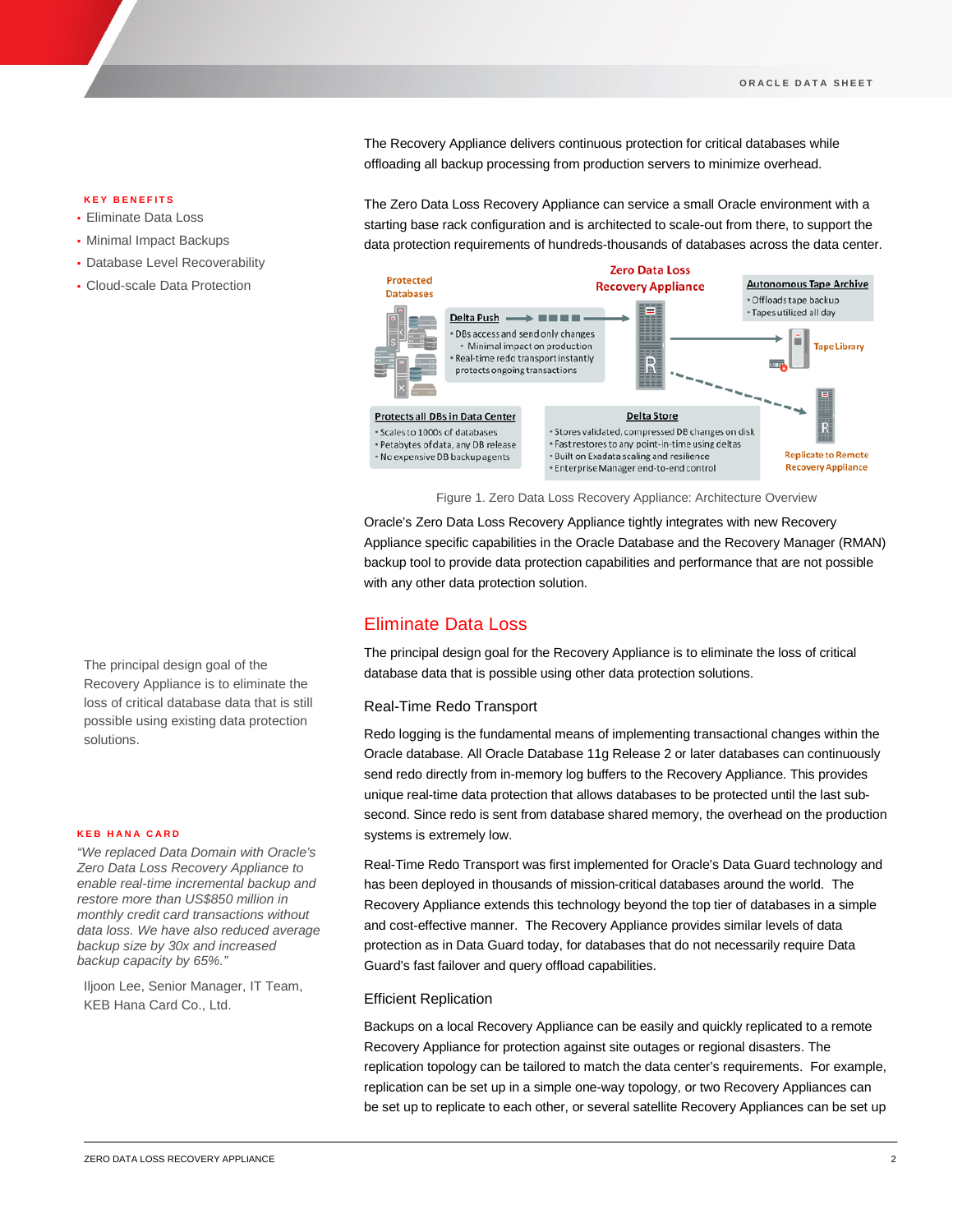The Recovery Appliance delivers continuous protection for critical databases while offloading all backup processing from production servers to minimize overhead.

**KEY BENEFITS**

- Eliminate Data Loss
- Minimal Impact Backups
- Database Level Recoverability
- Cloud-scale Data Protection

The Zero Data Loss Recovery Appliance can service a small Oracle environment with a starting base rack configuration and is architected to scale-out from there, to support the data protection requirements of hundreds-thousands of databases across the data center.

Protected Databases

Zero Data Loss Recovery Appliance

Autonomous Tape Archive
- Offloads tape backup
- Tapes utilized all day

Delta Push
- DBs access and send only changes
- Minimal impact on production
- Real-time redo transport instantly protects ongoing transactions

Tape Library

Protects all DBs in Data Center
- Scales to 1000s of databases
- Petabytes of data, any DB release
- No expensive DB backup agents

Delta Store
- Stores validated, compressed DB changes on disk
- Fast restores to any point-in-time using deltas
- Built on Exadata scaling and resilience
- Enterprise Manager end-to-end control

Replicate to Remote Recovery Appliance

Figure 1. Zero Data Loss Recovery Appliance: Architecture Overview

Oracle's Zero Data Loss Recovery Appliance tightly integrates with new Recovery Appliance specific capabilities in the Oracle Database and the Recovery Manager (RMAN) backup tool to provide data protection capabilities and performance that are not possible with any other data protection solution.

## Eliminate Data Loss

The principal design goal for the Recovery Appliance is to eliminate the loss of critical database data that is possible using other data protection solutions.

The principal design goal of the Recovery Appliance is to eliminate the loss of critical database data that is still possible using existing data protection solutions.

### Real-Time Redo Transport

Redo logging is the fundamental means of implementing transactional changes within the Oracle database. All Oracle Database 11g Release 2 or later databases can continuously send redo directly from in-memory log buffers to the Recovery Appliance. This provides unique real-time data protection that allows databases to be protected until the last sub-second. Since redo is sent from database shared memory, the overhead on the production systems is extremely low.

**KEB HANA CARD**

*"We replaced Data Domain with Oracle's Zero Data Loss Recovery Appliance to enable real-time incremental backup and restore more than US$850 million in monthly credit card transactions without data loss. We have also reduced average backup size by 30x and increased backup capacity by 65%."*

Iljoon Lee, Senior Manager, IT Team, KEB Hana Card Co., Ltd.

Real-Time Redo Transport was first implemented for Oracle's Data Guard technology and has been deployed in thousands of mission-critical databases around the world. The Recovery Appliance extends this technology beyond the top tier of databases in a simple and cost-effective manner. The Recovery Appliance provides similar levels of data protection as in Data Guard today, for databases that do not necessarily require Data Guard's fast failover and query offload capabilities.

### Efficient Replication

Backups on a local Recovery Appliance can be easily and quickly replicated to a remote Recovery Appliance for protection against site outages or regional disasters. The replication topology can be tailored to match the data center's requirements. For example, replication can be set up in a simple one-way topology, or two Recovery Appliances can be set up to replicate to each other, or several satellite Recovery Appliances can be set up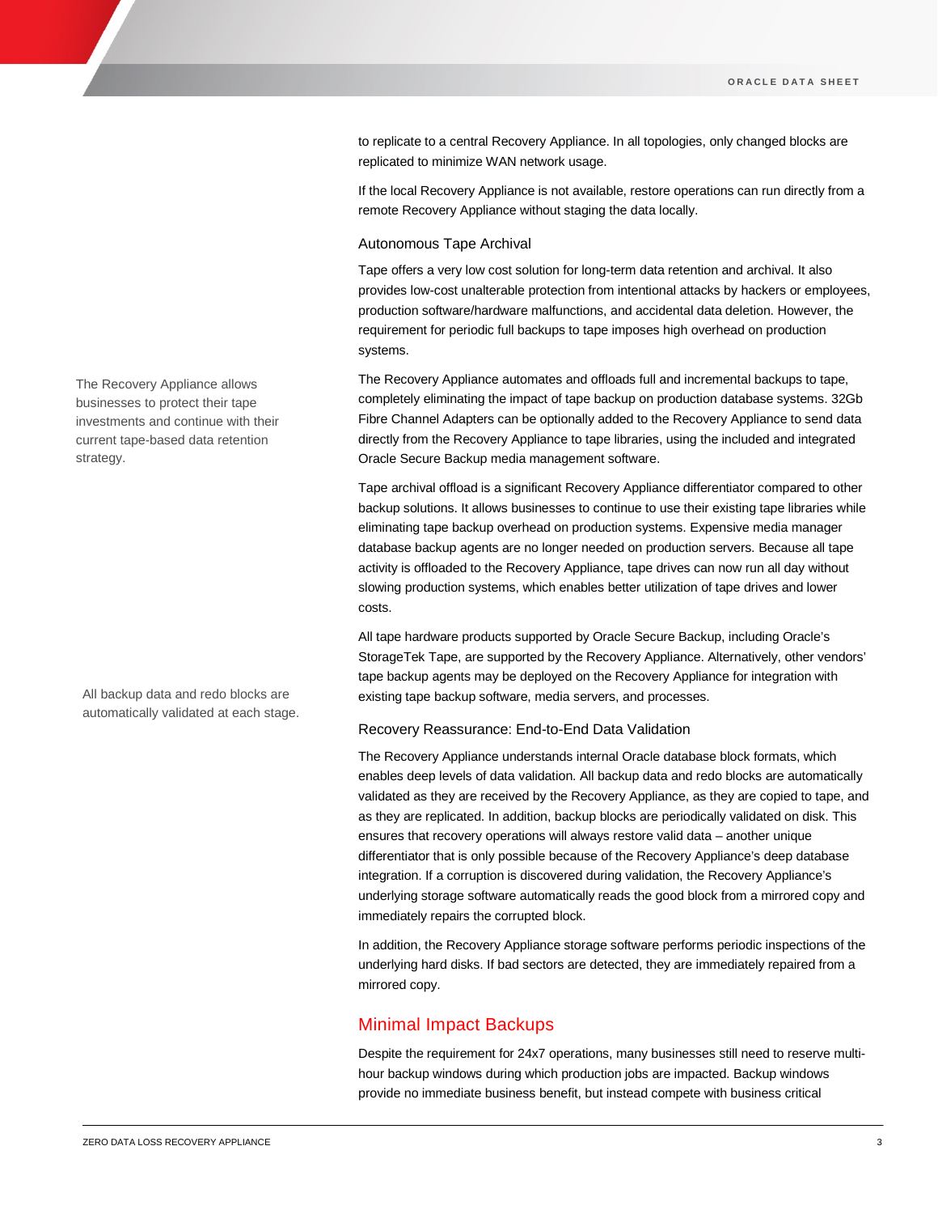to replicate to a central Recovery Appliance. In all topologies, only changed blocks are replicated to minimize WAN network usage.

If the local Recovery Appliance is not available, restore operations can run directly from a remote Recovery Appliance without staging the data locally.

### Autonomous Tape Archival

Tape offers a very low cost solution for long-term data retention and archival. It also provides low-cost unalterable protection from intentional attacks by hackers or employees, production software/hardware malfunctions, and accidental data deletion. However, the requirement for periodic full backups to tape imposes high overhead on production systems.

The Recovery Appliance allows businesses to protect their tape investments and continue with their current tape-based data retention strategy.

The Recovery Appliance automates and offloads full and incremental backups to tape, completely eliminating the impact of tape backup on production database systems. 32Gb Fibre Channel Adapters can be optionally added to the Recovery Appliance to send data directly from the Recovery Appliance to tape libraries, using the included and integrated Oracle Secure Backup media management software.

Tape archival offload is a significant Recovery Appliance differentiator compared to other backup solutions. It allows businesses to continue to use their existing tape libraries while eliminating tape backup overhead on production systems. Expensive media manager database backup agents are no longer needed on production servers. Because all tape activity is offloaded to the Recovery Appliance, tape drives can now run all day without slowing production systems, which enables better utilization of tape drives and lower costs.

All tape hardware products supported by Oracle Secure Backup, including Oracle's StorageTek Tape, are supported by the Recovery Appliance. Alternatively, other vendors' tape backup agents may be deployed on the Recovery Appliance for integration with existing tape backup software, media servers, and processes.

All backup data and redo blocks are automatically validated at each stage.

### Recovery Reassurance: End-to-End Data Validation

The Recovery Appliance understands internal Oracle database block formats, which enables deep levels of data validation. All backup data and redo blocks are automatically validated as they are received by the Recovery Appliance, as they are copied to tape, and as they are replicated. In addition, backup blocks are periodically validated on disk. This ensures that recovery operations will always restore valid data – another unique differentiator that is only possible because of the Recovery Appliance's deep database integration. If a corruption is discovered during validation, the Recovery Appliance's underlying storage software automatically reads the good block from a mirrored copy and immediately repairs the corrupted block.

In addition, the Recovery Appliance storage software performs periodic inspections of the underlying hard disks. If bad sectors are detected, they are immediately repaired from a mirrored copy.

## Minimal Impact Backups

Despite the requirement for 24x7 operations, many businesses still need to reserve multi-hour backup windows during which production jobs are impacted. Backup windows provide no immediate business benefit, but instead compete with business critical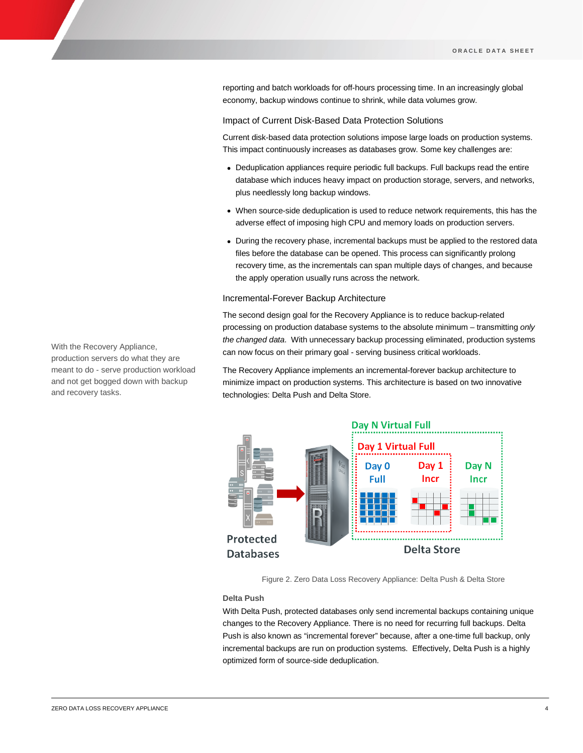reporting and batch workloads for off-hours processing time. In an increasingly global economy, backup windows continue to shrink, while data volumes grow.

### Impact of Current Disk-Based Data Protection Solutions

Current disk-based data protection solutions impose large loads on production systems. This impact continuously increases as databases grow. Some key challenges are:

- Deduplication appliances require periodic full backups. Full backups read the entire database which induces heavy impact on production storage, servers, and networks, plus needlessly long backup windows.
- When source-side deduplication is used to reduce network requirements, this has the adverse effect of imposing high CPU and memory loads on production servers.
- During the recovery phase, incremental backups must be applied to the restored data files before the database can be opened. This process can significantly prolong recovery time, as the incrementals can span multiple days of changes, and because the apply operation usually runs across the network.

### Incremental-Forever Backup Architecture

With the Recovery Appliance, production servers do what they are meant to do - serve production workload and not get bogged down with backup and recovery tasks.

The second design goal for the Recovery Appliance is to reduce backup-related processing on production database systems to the absolute minimum – transmitting *only the changed data*. With unnecessary backup processing eliminated, production systems can now focus on their primary goal - serving business critical workloads.

The Recovery Appliance implements an incremental-forever backup architecture to minimize impact on production systems. This architecture is based on two innovative technologies: Delta Push and Delta Store.

Day N Virtual Full
Day 1 Virtual Full
Day 0 Full
Day 1 Incr
Day N Incr
Protected Databases
Delta Store

Figure 2. Zero Data Loss Recovery Appliance: Delta Push & Delta Store

**Delta Push**

With Delta Push, protected databases only send incremental backups containing unique changes to the Recovery Appliance. There is no need for recurring full backups. Delta Push is also known as "incremental forever" because, after a one-time full backup, only incremental backups are run on production systems. Effectively, Delta Push is a highly optimized form of source-side deduplication.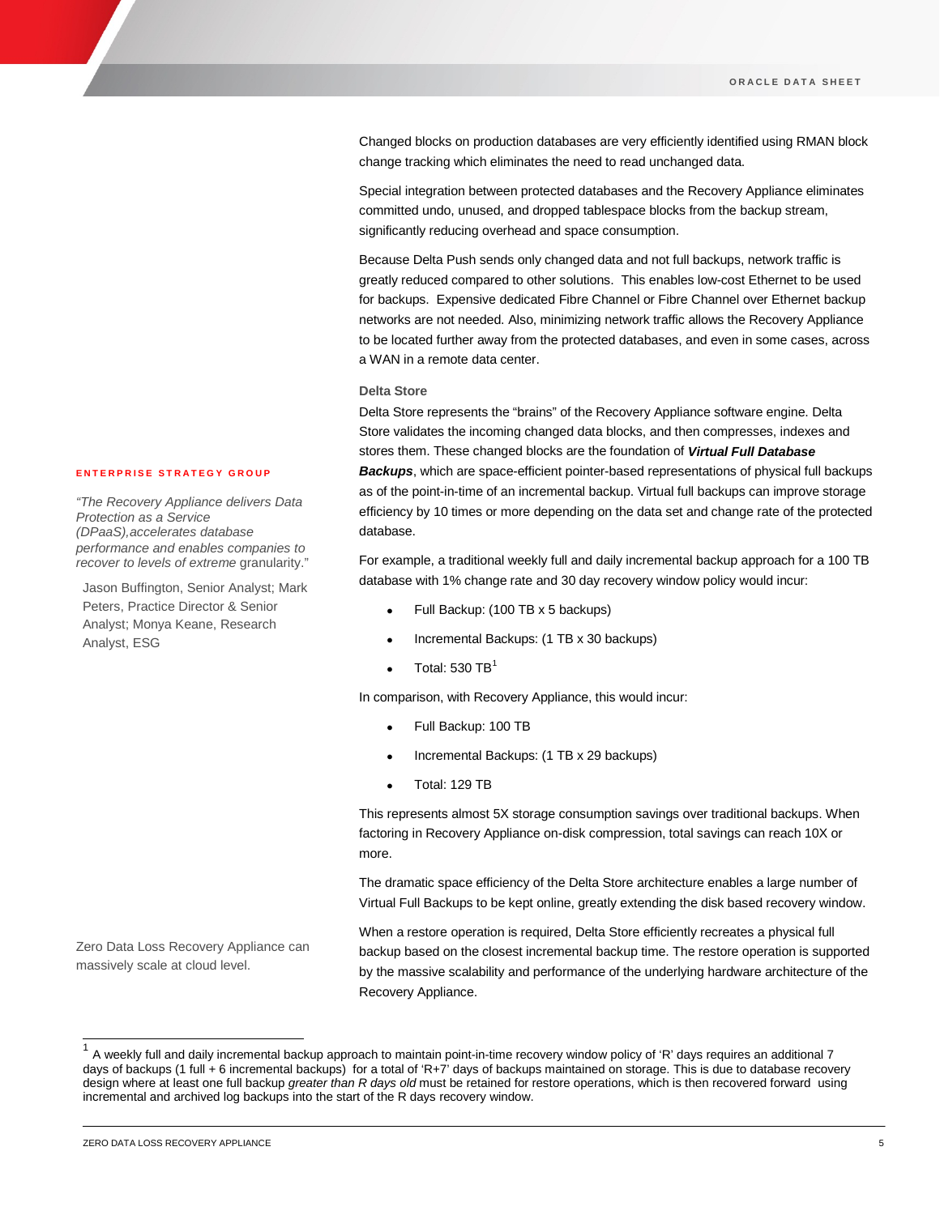Changed blocks on production databases are very efficiently identified using RMAN block change tracking which eliminates the need to read unchanged data.

Special integration between protected databases and the Recovery Appliance eliminates committed undo, unused, and dropped tablespace blocks from the backup stream, significantly reducing overhead and space consumption.

Because Delta Push sends only changed data and not full backups, network traffic is greatly reduced compared to other solutions.  This enables low-cost Ethernet to be used for backups.  Expensive dedicated Fibre Channel or Fibre Channel over Ethernet backup networks are not needed. Also, minimizing network traffic allows the Recovery Appliance to be located further away from the protected databases, and even in some cases, across a WAN in a remote data center.

### Delta Store

Delta Store represents the "brains" of the Recovery Appliance software engine. Delta Store validates the incoming changed data blocks, and then compresses, indexes and stores them. These changed blocks are the foundation of ***Virtual Full Database Backups***, which are space-efficient pointer-based representations of physical full backups as of the point-in-time of an incremental backup. Virtual full backups can improve storage efficiency by 10 times or more depending on the data set and change rate of the protected database.

**ENTERPRISE STRATEGY GROUP**

*"The Recovery Appliance delivers Data Protection as a Service (DPaaS),accelerates database performance and enables companies to recover to levels of extreme* granularity."

Jason Buffington, Senior Analyst; Mark Peters, Practice Director & Senior Analyst; Monya Keane, Research Analyst, ESG

For example, a traditional weekly full and daily incremental backup approach for a 100 TB database with 1% change rate and 30 day recovery window policy would incur:

- Full Backup: (100 TB x 5 backups)
- Incremental Backups: (1 TB x 30 backups)
- Total: 530 TB[1]

In comparison, with Recovery Appliance, this would incur:

- Full Backup: 100 TB
- Incremental Backups: (1 TB x 29 backups)
- Total: 129 TB

This represents almost 5X storage consumption savings over traditional backups. When factoring in Recovery Appliance on-disk compression, total savings can reach 10X or more.

The dramatic space efficiency of the Delta Store architecture enables a large number of Virtual Full Backups to be kept online, greatly extending the disk based recovery window.

Zero Data Loss Recovery Appliance can massively scale at cloud level.

When a restore operation is required, Delta Store efficiently recreates a physical full backup based on the closest incremental backup time. The restore operation is supported by the massive scalability and performance of the underlying hardware architecture of the Recovery Appliance.

[1] A weekly full and daily incremental backup approach to maintain point-in-time recovery window policy of 'R' days requires an additional 7 days of backups (1 full + 6 incremental backups)  for a total of 'R+7' days of backups maintained on storage. This is due to database recovery design where at least one full backup *greater than R days old* must be retained for restore operations, which is then recovered forward  using incremental and archived log backups into the start of the R days recovery window.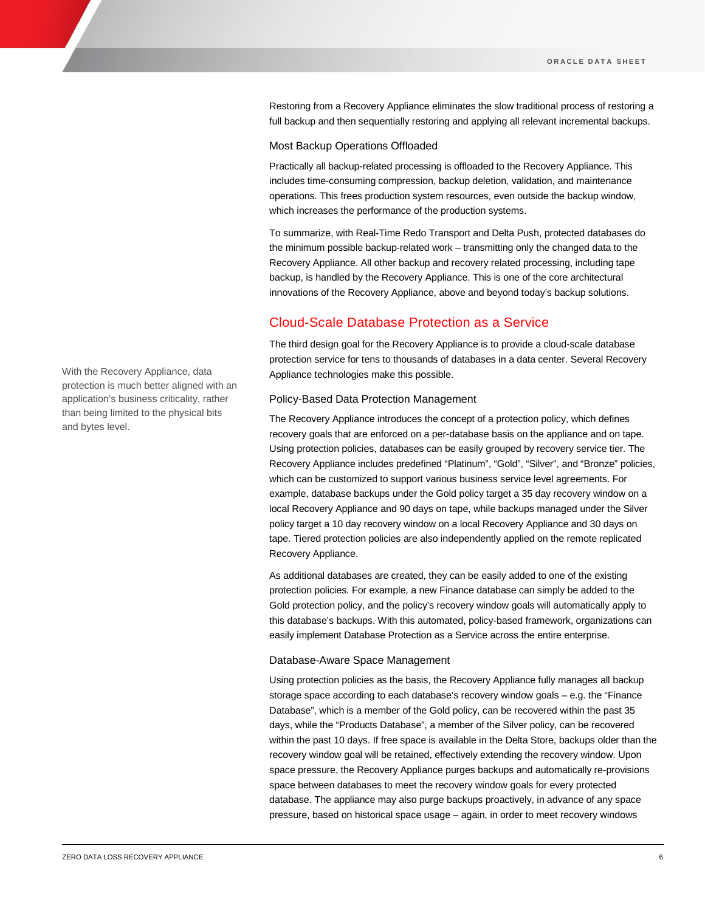Restoring from a Recovery Appliance eliminates the slow traditional process of restoring a full backup and then sequentially restoring and applying all relevant incremental backups.

### Most Backup Operations Offloaded

Practically all backup-related processing is offloaded to the Recovery Appliance. This includes time-consuming compression, backup deletion, validation, and maintenance operations. This frees production system resources, even outside the backup window, which increases the performance of the production systems.

To summarize, with Real-Time Redo Transport and Delta Push, protected databases do the minimum possible backup-related work – transmitting only the changed data to the Recovery Appliance. All other backup and recovery related processing, including tape backup, is handled by the Recovery Appliance. This is one of the core architectural innovations of the Recovery Appliance, above and beyond today's backup solutions.

## Cloud-Scale Database Protection as a Service

The third design goal for the Recovery Appliance is to provide a cloud-scale database protection service for tens to thousands of databases in a data center. Several Recovery Appliance technologies make this possible.

With the Recovery Appliance, data protection is much better aligned with an application's business criticality, rather than being limited to the physical bits and bytes level.

### Policy-Based Data Protection Management

The Recovery Appliance introduces the concept of a protection policy, which defines recovery goals that are enforced on a per-database basis on the appliance and on tape. Using protection policies, databases can be easily grouped by recovery service tier. The Recovery Appliance includes predefined "Platinum", "Gold", "Silver", and "Bronze" policies, which can be customized to support various business service level agreements. For example, database backups under the Gold policy target a 35 day recovery window on a local Recovery Appliance and 90 days on tape, while backups managed under the Silver policy target a 10 day recovery window on a local Recovery Appliance and 30 days on tape. Tiered protection policies are also independently applied on the remote replicated Recovery Appliance.

As additional databases are created, they can be easily added to one of the existing protection policies. For example, a new Finance database can simply be added to the Gold protection policy, and the policy's recovery window goals will automatically apply to this database's backups. With this automated, policy-based framework, organizations can easily implement Database Protection as a Service across the entire enterprise.

### Database-Aware Space Management

Using protection policies as the basis, the Recovery Appliance fully manages all backup storage space according to each database's recovery window goals – e.g. the "Finance Database", which is a member of the Gold policy, can be recovered within the past 35 days, while the "Products Database", a member of the Silver policy, can be recovered within the past 10 days. If free space is available in the Delta Store, backups older than the recovery window goal will be retained, effectively extending the recovery window. Upon space pressure, the Recovery Appliance purges backups and automatically re-provisions space between databases to meet the recovery window goals for every protected database. The appliance may also purge backups proactively, in advance of any space pressure, based on historical space usage – again, in order to meet recovery windows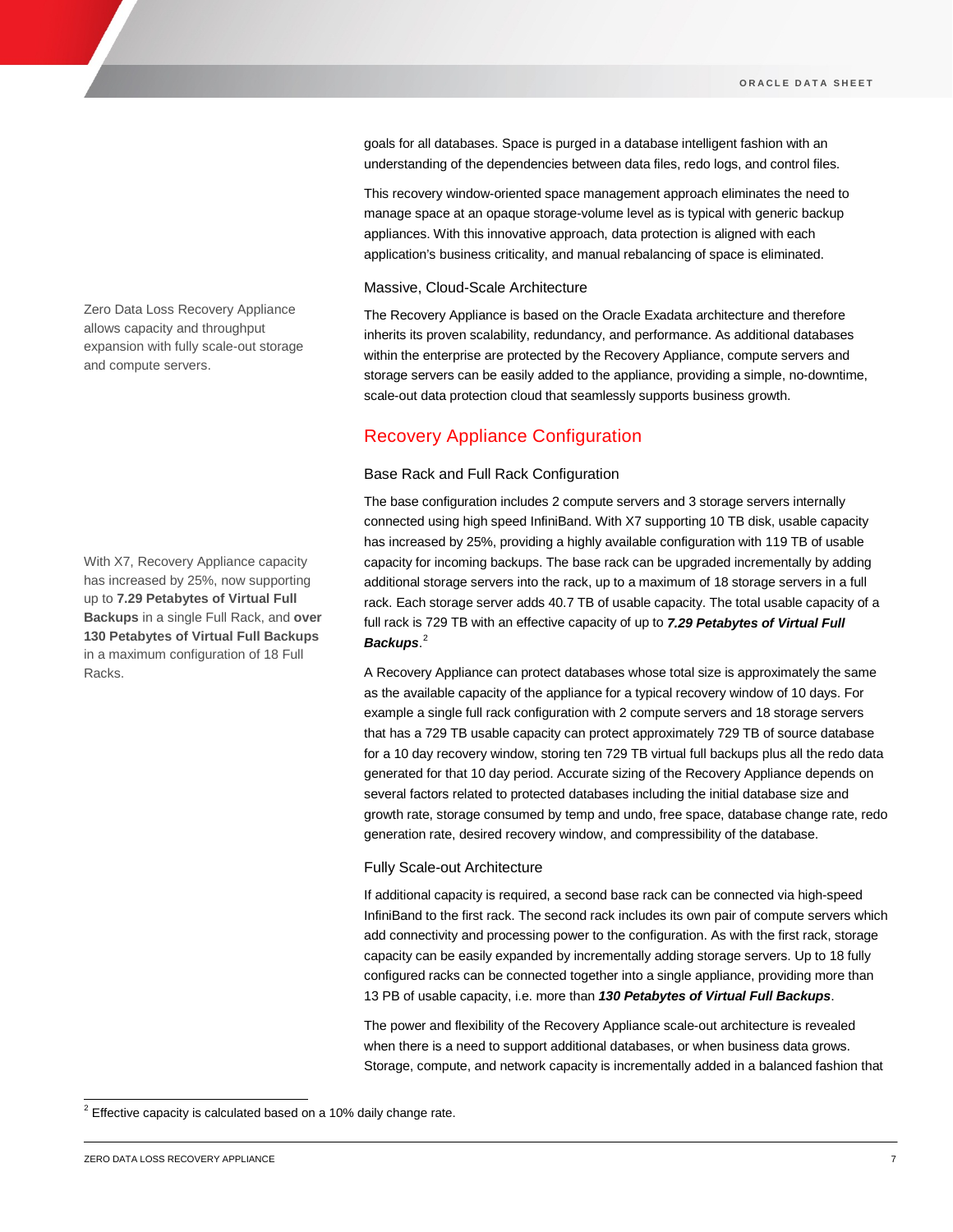goals for all databases. Space is purged in a database intelligent fashion with an understanding of the dependencies between data files, redo logs, and control files.

This recovery window-oriented space management approach eliminates the need to manage space at an opaque storage-volume level as is typical with generic backup appliances. With this innovative approach, data protection is aligned with each application's business criticality, and manual rebalancing of space is eliminated.

### Massive, Cloud-Scale Architecture

Zero Data Loss Recovery Appliance allows capacity and throughput expansion with fully scale-out storage and compute servers.

The Recovery Appliance is based on the Oracle Exadata architecture and therefore inherits its proven scalability, redundancy, and performance. As additional databases within the enterprise are protected by the Recovery Appliance, compute servers and storage servers can be easily added to the appliance, providing a simple, no-downtime, scale-out data protection cloud that seamlessly supports business growth.

## Recovery Appliance Configuration

### Base Rack and Full Rack Configuration

With X7, Recovery Appliance capacity has increased by 25%, now supporting up to **7.29 Petabytes of Virtual Full Backups** in a single Full Rack, and **over 130 Petabytes of Virtual Full Backups** in a maximum configuration of 18 Full Racks.

The base configuration includes 2 compute servers and 3 storage servers internally connected using high speed InfiniBand. With X7 supporting 10 TB disk, usable capacity has increased by 25%, providing a highly available configuration with 119 TB of usable capacity for incoming backups. The base rack can be upgraded incrementally by adding additional storage servers into the rack, up to a maximum of 18 storage servers in a full rack. Each storage server adds 40.7 TB of usable capacity. The total usable capacity of a full rack is 729 TB with an effective capacity of up to ***7.29 Petabytes of Virtual Full Backups***.[2]

A Recovery Appliance can protect databases whose total size is approximately the same as the available capacity of the appliance for a typical recovery window of 10 days. For example a single full rack configuration with 2 compute servers and 18 storage servers that has a 729 TB usable capacity can protect approximately 729 TB of source database for a 10 day recovery window, storing ten 729 TB virtual full backups plus all the redo data generated for that 10 day period. Accurate sizing of the Recovery Appliance depends on several factors related to protected databases including the initial database size and growth rate, storage consumed by temp and undo, free space, database change rate, redo generation rate, desired recovery window, and compressibility of the database.

### Fully Scale-out Architecture

If additional capacity is required, a second base rack can be connected via high-speed InfiniBand to the first rack. The second rack includes its own pair of compute servers which add connectivity and processing power to the configuration. As with the first rack, storage capacity can be easily expanded by incrementally adding storage servers. Up to 18 fully configured racks can be connected together into a single appliance, providing more than 13 PB of usable capacity, i.e. more than ***130 Petabytes of Virtual Full Backups***.

The power and flexibility of the Recovery Appliance scale-out architecture is revealed when there is a need to support additional databases, or when business data grows. Storage, compute, and network capacity is incrementally added in a balanced fashion that

[2] Effective capacity is calculated based on a 10% daily change rate.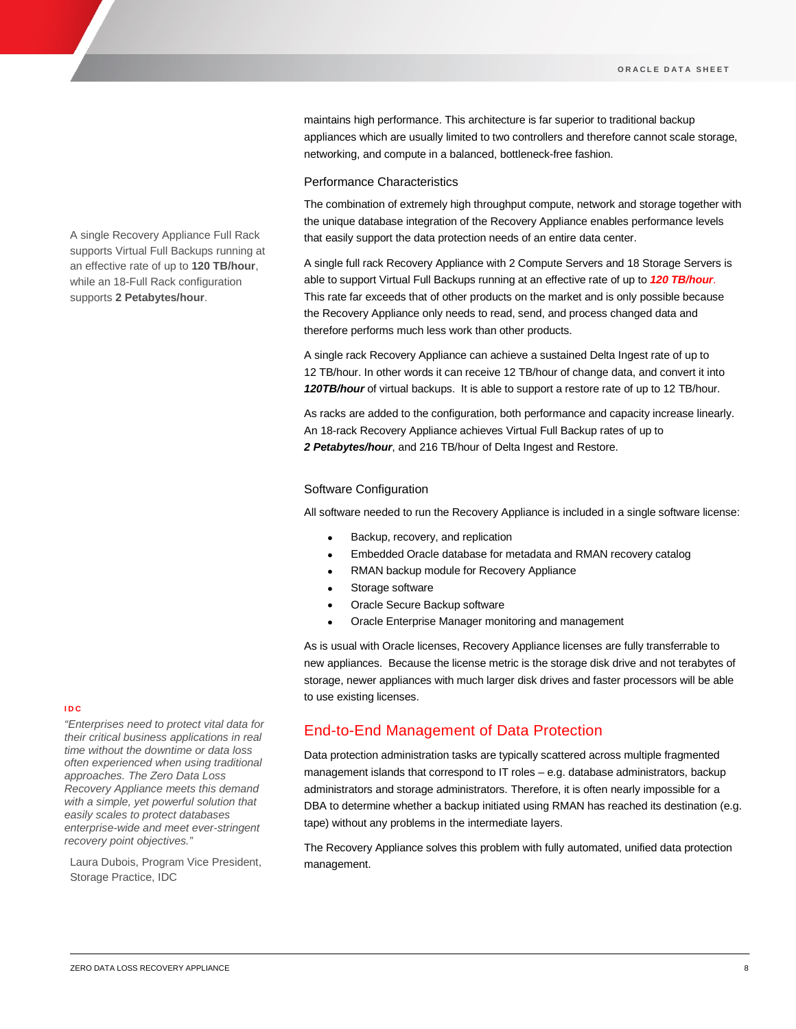maintains high performance. This architecture is far superior to traditional backup appliances which are usually limited to two controllers and therefore cannot scale storage, networking, and compute in a balanced, bottleneck-free fashion.

### Performance Characteristics

The combination of extremely high throughput compute, network and storage together with the unique database integration of the Recovery Appliance enables performance levels that easily support the data protection needs of an entire data center.

A single Recovery Appliance Full Rack supports Virtual Full Backups running at an effective rate of up to **120 TB/hour**, while an 18-Full Rack configuration supports **2 Petabytes/hour**.

A single full rack Recovery Appliance with 2 Compute Servers and 18 Storage Servers is able to support Virtual Full Backups running at an effective rate of up to ***120 TB/hour***. This rate far exceeds that of other products on the market and is only possible because the Recovery Appliance only needs to read, send, and process changed data and therefore performs much less work than other products.

A single rack Recovery Appliance can achieve a sustained Delta Ingest rate of up to 12 TB/hour. In other words it can receive 12 TB/hour of change data, and convert it into ***120TB/hour*** of virtual backups. It is able to support a restore rate of up to 12 TB/hour.

As racks are added to the configuration, both performance and capacity increase linearly. An 18-rack Recovery Appliance achieves Virtual Full Backup rates of up to ***2 Petabytes/hour***, and 216 TB/hour of Delta Ingest and Restore.

### Software Configuration

All software needed to run the Recovery Appliance is included in a single software license:

- Backup, recovery, and replication
- Embedded Oracle database for metadata and RMAN recovery catalog
- RMAN backup module for Recovery Appliance
- Storage software
- Oracle Secure Backup software
- Oracle Enterprise Manager monitoring and management

As is usual with Oracle licenses, Recovery Appliance licenses are fully transferrable to new appliances. Because the license metric is the storage disk drive and not terabytes of storage, newer appliances with much larger disk drives and faster processors will be able to use existing licenses.

**IDC**

*"Enterprises need to protect vital data for their critical business applications in real time without the downtime or data loss often experienced when using traditional approaches. The Zero Data Loss Recovery Appliance meets this demand with a simple, yet powerful solution that easily scales to protect databases enterprise-wide and meet ever-stringent recovery point objectives."*

Laura Dubois, Program Vice President, Storage Practice, IDC

## End-to-End Management of Data Protection

Data protection administration tasks are typically scattered across multiple fragmented management islands that correspond to IT roles – e.g. database administrators, backup administrators and storage administrators. Therefore, it is often nearly impossible for a DBA to determine whether a backup initiated using RMAN has reached its destination (e.g. tape) without any problems in the intermediate layers.

The Recovery Appliance solves this problem with fully automated, unified data protection management.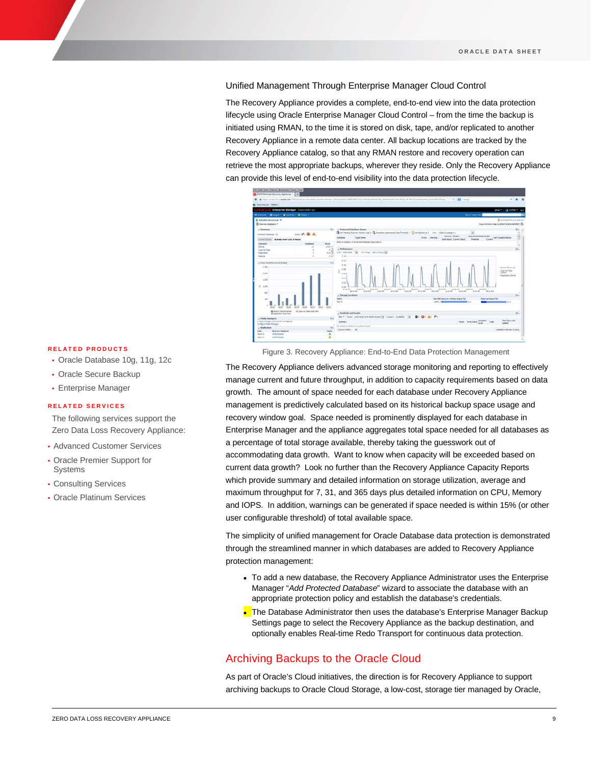### Unified Management Through Enterprise Manager Cloud Control

The Recovery Appliance provides a complete, end-to-end view into the data protection lifecycle using Oracle Enterprise Manager Cloud Control – from the time the backup is initiated using RMAN, to the time it is stored on disk, tape, and/or replicated to another Recovery Appliance in a remote data center. All backup locations are tracked by the Recovery Appliance catalog, so that any RMAN restore and recovery operation can retrieve the most appropriate backups, wherever they reside. Only the Recovery Appliance can provide this level of end-to-end visibility into the data protection lifecycle.

Figure 3. Recovery Appliance: End-to-End Data Protection Management

The Recovery Appliance delivers advanced storage monitoring and reporting to effectively manage current and future throughput, in addition to capacity requirements based on data growth. The amount of space needed for each database under Recovery Appliance management is predictively calculated based on its historical backup space usage and recovery window goal. Space needed is prominently displayed for each database in Enterprise Manager and the appliance aggregates total space needed for all databases as a percentage of total storage available, thereby taking the guesswork out of accommodating data growth. Want to know when capacity will be exceeded based on current data growth? Look no further than the Recovery Appliance Capacity Reports which provide summary and detailed information on storage utilization, average and maximum throughput for 7, 31, and 365 days plus detailed information on CPU, Memory and IOPS. In addition, warnings can be generated if space needed is within 15% (or other user configurable threshold) of total available space.

The simplicity of unified management for Oracle Database data protection is demonstrated through the streamlined manner in which databases are added to Recovery Appliance protection management:

- To add a new database, the Recovery Appliance Administrator uses the Enterprise Manager "*Add Protected Database*" wizard to associate the database with an appropriate protection policy and establish the database's credentials.
- The Database Administrator then uses the database's Enterprise Manager Backup Settings page to select the Recovery Appliance as the backup destination, and optionally enables Real-time Redo Transport for continuous data protection.

## Archiving Backups to the Oracle Cloud

As part of Oracle's Cloud initiatives, the direction is for Recovery Appliance to support archiving backups to Oracle Cloud Storage, a low-cost, storage tier managed by Oracle,

**RELATED PRODUCTS**

- Oracle Database 10g, 11g, 12c
- Oracle Secure Backup
- Enterprise Manager

**RELATED SERVICES**

The following services support the Zero Data Loss Recovery Appliance:

- Advanced Customer Services
- Oracle Premier Support for Systems
- Consulting Services
- Oracle Platinum Services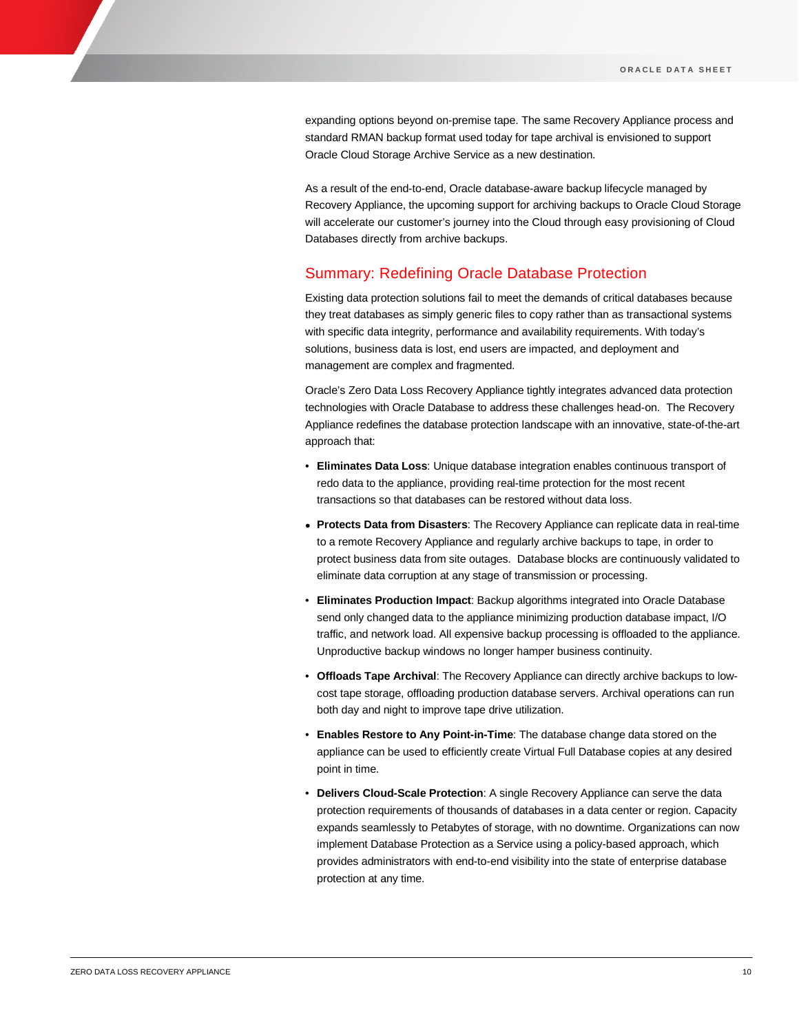expanding options beyond on-premise tape. The same Recovery Appliance process and standard RMAN backup format used today for tape archival is envisioned to support Oracle Cloud Storage Archive Service as a new destination.

As a result of the end-to-end, Oracle database-aware backup lifecycle managed by Recovery Appliance, the upcoming support for archiving backups to Oracle Cloud Storage will accelerate our customer's journey into the Cloud through easy provisioning of Cloud Databases directly from archive backups.

## Summary: Redefining Oracle Database Protection

Existing data protection solutions fail to meet the demands of critical databases because they treat databases as simply generic files to copy rather than as transactional systems with specific data integrity, performance and availability requirements. With today's solutions, business data is lost, end users are impacted, and deployment and management are complex and fragmented.

Oracle's Zero Data Loss Recovery Appliance tightly integrates advanced data protection technologies with Oracle Database to address these challenges head-on. The Recovery Appliance redefines the database protection landscape with an innovative, state-of-the-art approach that:

- **Eliminates Data Loss**: Unique database integration enables continuous transport of redo data to the appliance, providing real-time protection for the most recent transactions so that databases can be restored without data loss.
- **Protects Data from Disasters**: The Recovery Appliance can replicate data in real-time to a remote Recovery Appliance and regularly archive backups to tape, in order to protect business data from site outages. Database blocks are continuously validated to eliminate data corruption at any stage of transmission or processing.
- **Eliminates Production Impact**: Backup algorithms integrated into Oracle Database send only changed data to the appliance minimizing production database impact, I/O traffic, and network load. All expensive backup processing is offloaded to the appliance. Unproductive backup windows no longer hamper business continuity.
- **Offloads Tape Archival**: The Recovery Appliance can directly archive backups to low-cost tape storage, offloading production database servers. Archival operations can run both day and night to improve tape drive utilization.
- **Enables Restore to Any Point-in-Time**: The database change data stored on the appliance can be used to efficiently create Virtual Full Database copies at any desired point in time.
- **Delivers Cloud-Scale Protection**: A single Recovery Appliance can serve the data protection requirements of thousands of databases in a data center or region. Capacity expands seamlessly to Petabytes of storage, with no downtime. Organizations can now implement Database Protection as a Service using a policy-based approach, which provides administrators with end-to-end visibility into the state of enterprise database protection at any time.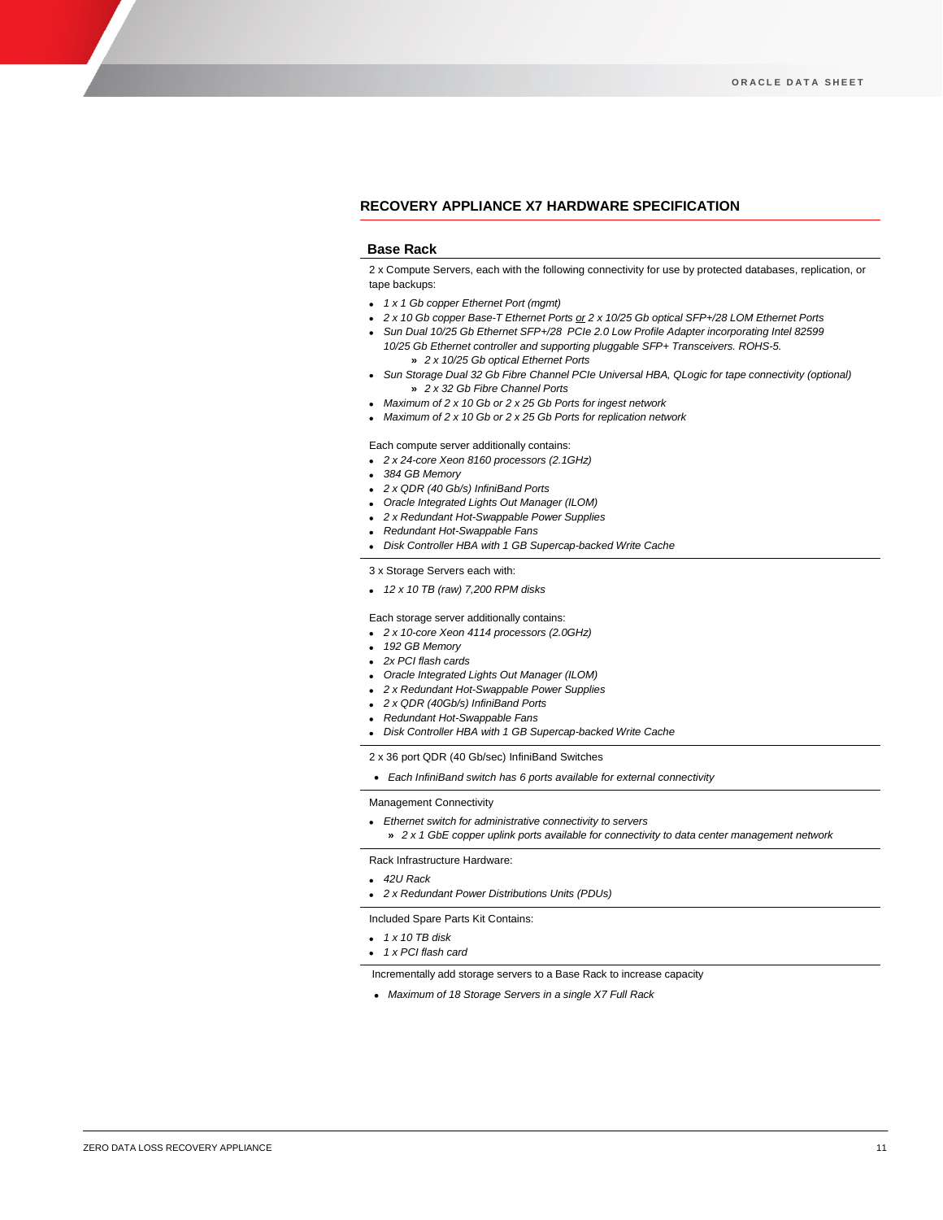## RECOVERY APPLIANCE X7 HARDWARE SPECIFICATION

### Base Rack

2 x Compute Servers, each with the following connectivity for use by protected databases, replication, or tape backups:

- *1 x 1 Gb copper Ethernet Port (mgmt)*
- *2 x 10 Gb copper Base-T Ethernet Ports or 2 x 10/25 Gb optical SFP+/28 LOM Ethernet Ports*
- *Sun Dual 10/25 Gb Ethernet SFP+/28 PCIe 2.0 Low Profile Adapter incorporating Intel 82599 10/25 Gb Ethernet controller and supporting pluggable SFP+ Transceivers. ROHS-5.*
  - *2 x 10/25 Gb optical Ethernet Ports*
- *Sun Storage Dual 32 Gb Fibre Channel PCIe Universal HBA, QLogic for tape connectivity (optional)*
  - *2 x 32 Gb Fibre Channel Ports*
- *Maximum of 2 x 10 Gb or 2 x 25 Gb Ports for ingest network*
- *Maximum of 2 x 10 Gb or 2 x 25 Gb Ports for replication network*

Each compute server additionally contains:

- *2 x 24-core Xeon 8160 processors (2.1GHz)*
- *384 GB Memory*
- *2 x QDR (40 Gb/s) InfiniBand Ports*
- *Oracle Integrated Lights Out Manager (ILOM)*
- *2 x Redundant Hot-Swappable Power Supplies*
- *Redundant Hot-Swappable Fans*
- *Disk Controller HBA with 1 GB Supercap-backed Write Cache*

3 x Storage Servers each with:

- *12 x 10 TB (raw) 7,200 RPM disks*

Each storage server additionally contains:

- *2 x 10-core Xeon 4114 processors (2.0GHz)*
- *192 GB Memory*
- *2x PCI flash cards*
- *Oracle Integrated Lights Out Manager (ILOM)*
- *2 x Redundant Hot-Swappable Power Supplies*
- *2 x QDR (40Gb/s) InfiniBand Ports*
- *Redundant Hot-Swappable Fans*
- *Disk Controller HBA with 1 GB Supercap-backed Write Cache*

2 x 36 port QDR (40 Gb/sec) InfiniBand Switches

- *Each InfiniBand switch has 6 ports available for external connectivity*

Management Connectivity

- *Ethernet switch for administrative connectivity to servers*
  - *2 x 1 GbE copper uplink ports available for connectivity to data center management network*

Rack Infrastructure Hardware:

- *42U Rack*
- *2 x Redundant Power Distributions Units (PDUs)*

Included Spare Parts Kit Contains:

- *1 x 10 TB disk*
- *1 x PCI flash card*

Incrementally add storage servers to a Base Rack to increase capacity

- *Maximum of 18 Storage Servers in a single X7 Full Rack*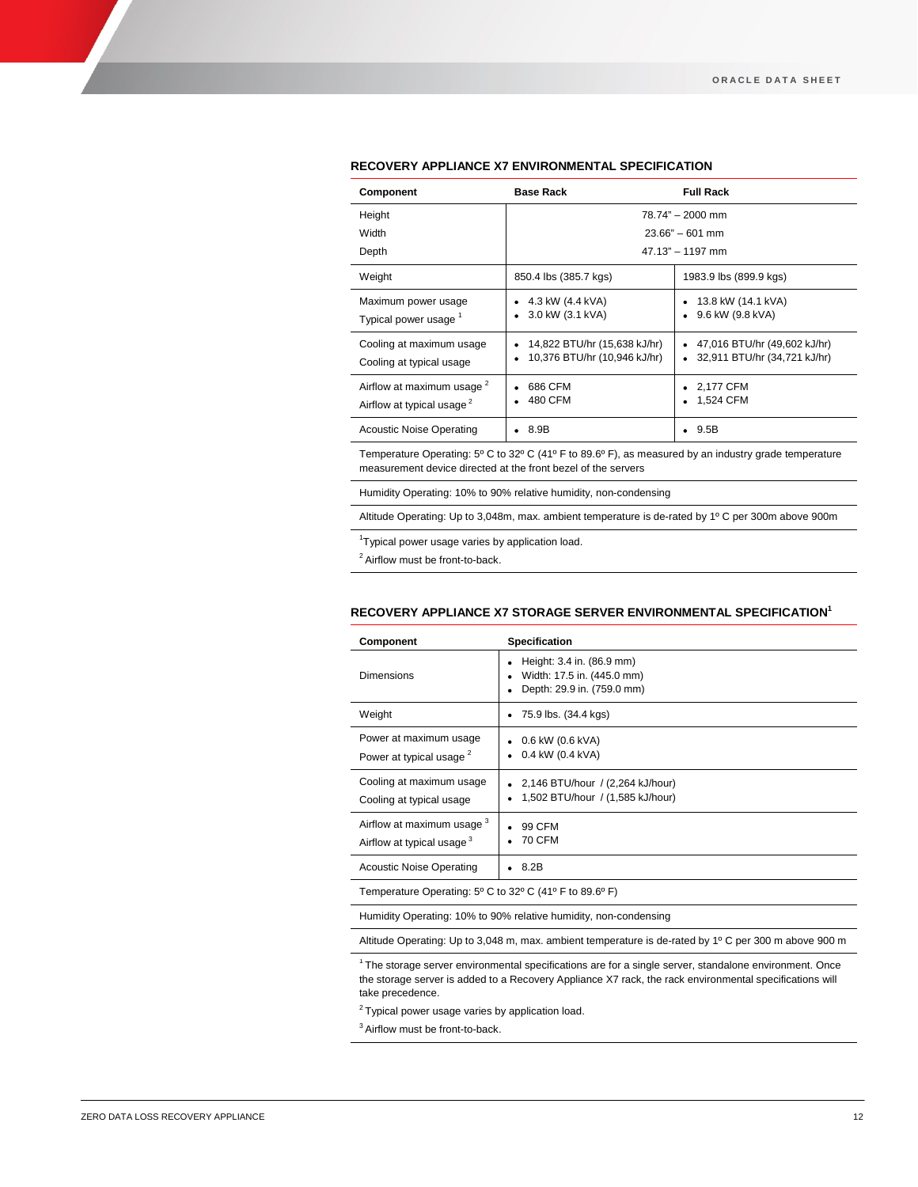### RECOVERY APPLIANCE X7 ENVIRONMENTAL SPECIFICATION

| Component | Base Rack | Full Rack |
|---|---|---|
| Height<br>Width<br>Depth | 78.74" – 2000 mm<br>23.66" – 601 mm<br>47.13" – 1197 mm | |
| Weight | 850.4 lbs (385.7 kgs) | 1983.9 lbs (899.9 kgs) |
| Maximum power usage<br>Typical power usage [1] | • 4.3 kW (4.4 kVA)<br>• 3.0 kW (3.1 kVA) | • 13.8 kW (14.1 kVA)<br>• 9.6 kW (9.8 kVA) |
| Cooling at maximum usage<br>Cooling at typical usage | • 14,822 BTU/hr (15,638 kJ/hr)<br>• 10,376 BTU/hr (10,946 kJ/hr) | • 47,016 BTU/hr (49,602 kJ/hr)<br>• 32,911 BTU/hr (34,721 kJ/hr) |
| Airflow at maximum usage [2]<br>Airflow at typical usage [2] | • 686 CFM<br>• 480 CFM | • 2,177 CFM<br>• 1,524 CFM |
| Acoustic Noise Operating | • 8.9B | • 9.5B |

Temperature Operating: 5º C to 32º C (41º F to 89.6º F), as measured by an industry grade temperature measurement device directed at the front bezel of the servers

Humidity Operating: 10% to 90% relative humidity, non-condensing

Altitude Operating: Up to 3,048m, max. ambient temperature is de-rated by 1º C per 300m above 900m

[1] Typical power usage varies by application load.

[2] Airflow must be front-to-back.

### RECOVERY APPLIANCE X7 STORAGE SERVER ENVIRONMENTAL SPECIFICATION[1]

| Component | Specification |
|---|---|
| Dimensions | • Height: 3.4 in. (86.9 mm)<br>• Width: 17.5 in. (445.0 mm)<br>• Depth: 29.9 in. (759.0 mm) |
| Weight | • 75.9 lbs. (34.4 kgs) |
| Power at maximum usage<br>Power at typical usage [2] | • 0.6 kW (0.6 kVA)<br>• 0.4 kW (0.4 kVA) |
| Cooling at maximum usage<br>Cooling at typical usage | • 2,146 BTU/hour / (2,264 kJ/hour)<br>• 1,502 BTU/hour / (1,585 kJ/hour) |
| Airflow at maximum usage [3]<br>Airflow at typical usage [3] | • 99 CFM<br>• 70 CFM |
| Acoustic Noise Operating | • 8.2B |

Temperature Operating: 5º C to 32º C (41º F to 89.6º F)

Humidity Operating: 10% to 90% relative humidity, non-condensing

Altitude Operating: Up to 3,048 m, max. ambient temperature is de-rated by 1º C per 300 m above 900 m

[1] The storage server environmental specifications are for a single server, standalone environment. Once the storage server is added to a Recovery Appliance X7 rack, the rack environmental specifications will take precedence.

[2] Typical power usage varies by application load.

[3] Airflow must be front-to-back.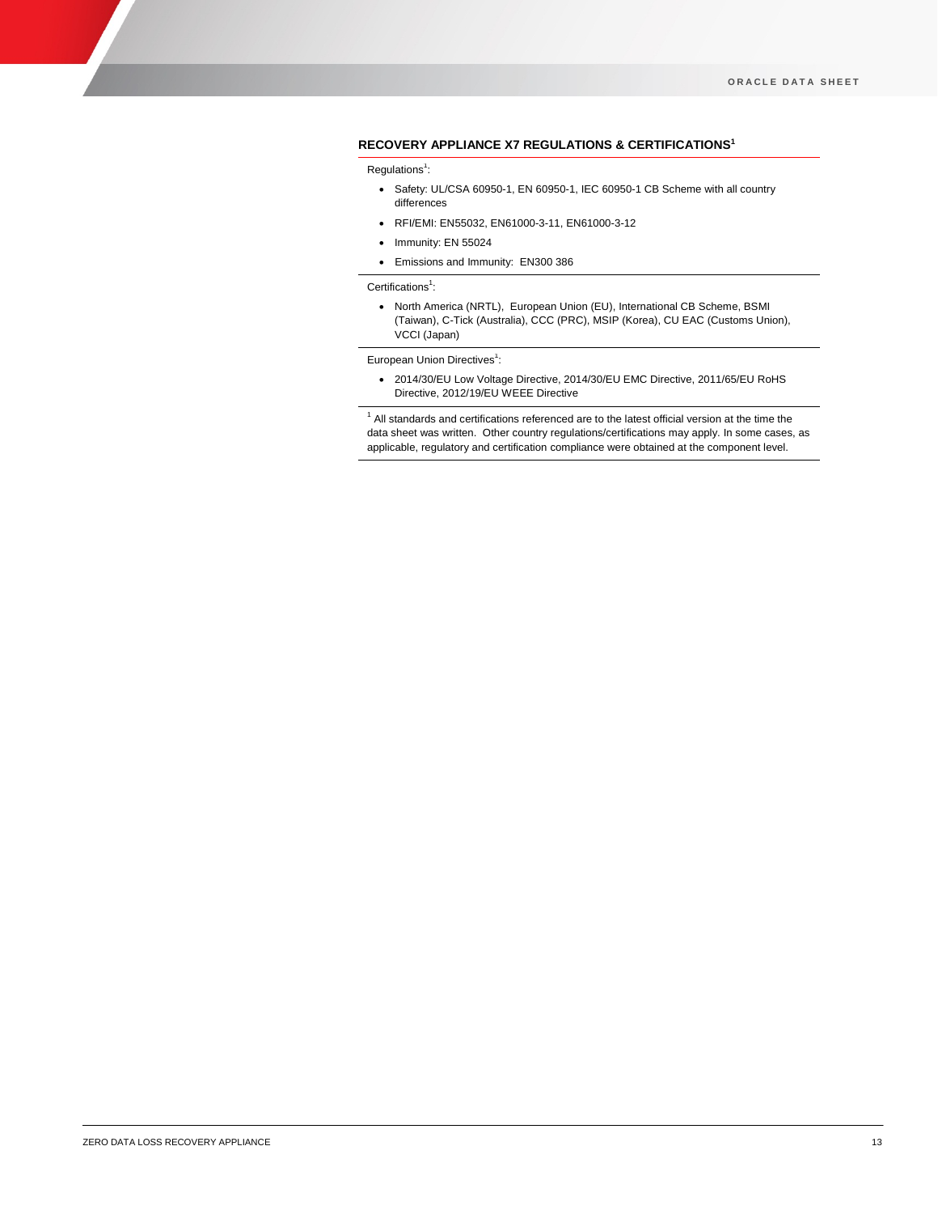### RECOVERY APPLIANCE X7 REGULATIONS & CERTIFICATIONS[1]

Regulations[1]:

- Safety: UL/CSA 60950-1, EN 60950-1, IEC 60950-1 CB Scheme with all country differences
- RFI/EMI: EN55032, EN61000-3-11, EN61000-3-12
- Immunity: EN 55024
- Emissions and Immunity: EN300 386

Certifications[1]:

- North America (NRTL), European Union (EU), International CB Scheme, BSMI (Taiwan), C-Tick (Australia), CCC (PRC), MSIP (Korea), CU EAC (Customs Union), VCCI (Japan)

European Union Directives[1]:

- 2014/30/EU Low Voltage Directive, 2014/30/EU EMC Directive, 2011/65/EU RoHS Directive, 2012/19/EU WEEE Directive

[1] All standards and certifications referenced are to the latest official version at the time the data sheet was written. Other country regulations/certifications may apply. In some cases, as applicable, regulatory and certification compliance were obtained at the component level.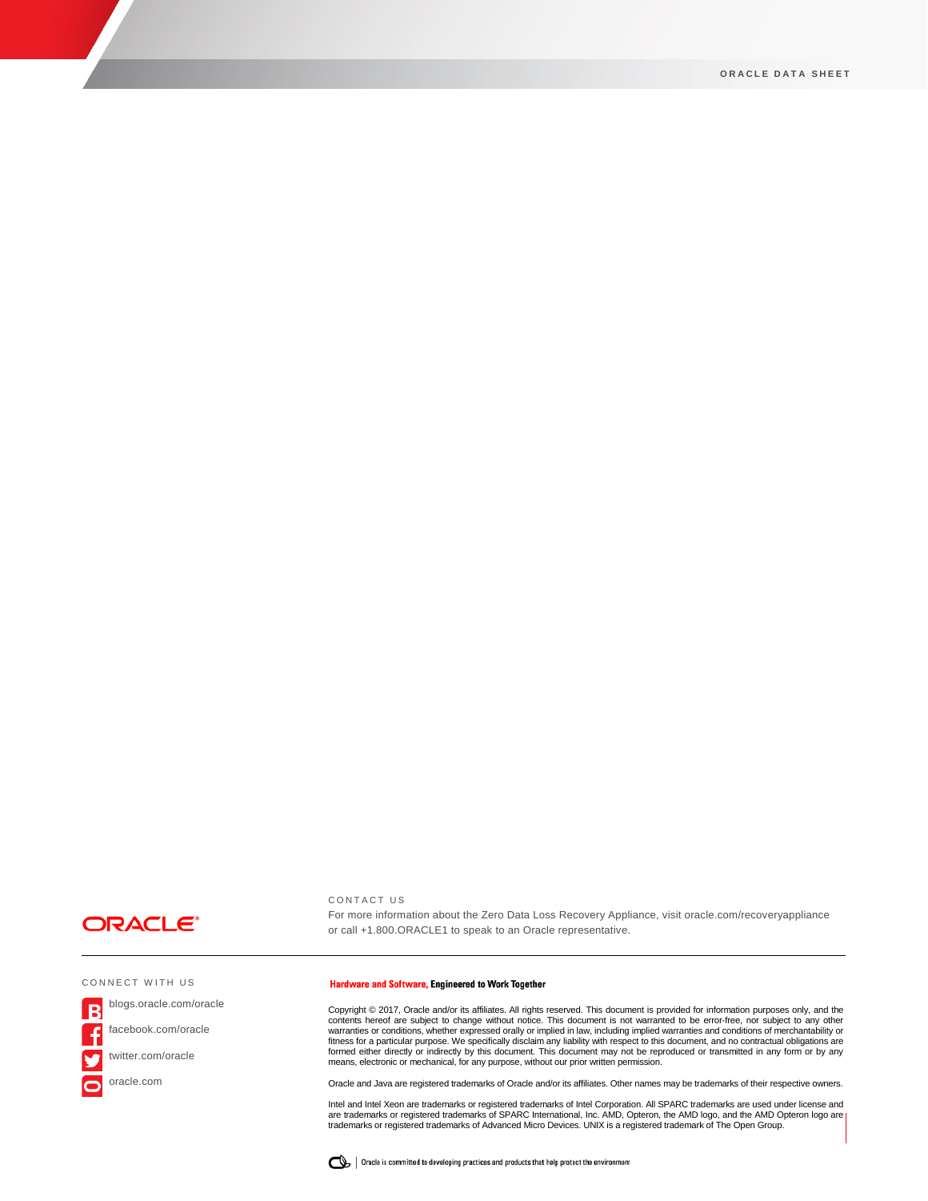CONTACT US

For more information about the Zero Data Loss Recovery Appliance, visit oracle.com/recoveryappliance or call +1.800.ORACLE1 to speak to an Oracle representative.

CONNECT WITH US

blogs.oracle.com/oracle

facebook.com/oracle

twitter.com/oracle

oracle.com

**Hardware and Software, Engineered to Work Together**

Copyright © 2017, Oracle and/or its affiliates. All rights reserved. This document is provided for information purposes only, and the contents hereof are subject to change without notice. This document is not warranted to be error-free, nor subject to any other warranties or conditions, whether expressed orally or implied in law, including implied warranties and conditions of merchantability or fitness for a particular purpose. We specifically disclaim any liability with respect to this document, and no contractual obligations are formed either directly or indirectly by this document. This document may not be reproduced or transmitted in any form or by any means, electronic or mechanical, for any purpose, without our prior written permission.

Oracle and Java are registered trademarks of Oracle and/or its affiliates. Other names may be trademarks of their respective owners.

Intel and Intel Xeon are trademarks or registered trademarks of Intel Corporation. All SPARC trademarks are used under license and are trademarks or registered trademarks of SPARC International, Inc. AMD, Opteron, the AMD logo, and the AMD Opteron logo are trademarks or registered trademarks of Advanced Micro Devices. UNIX is a registered trademark of The Open Group.

Oracle is committed to developing practices and products that help protect the environment